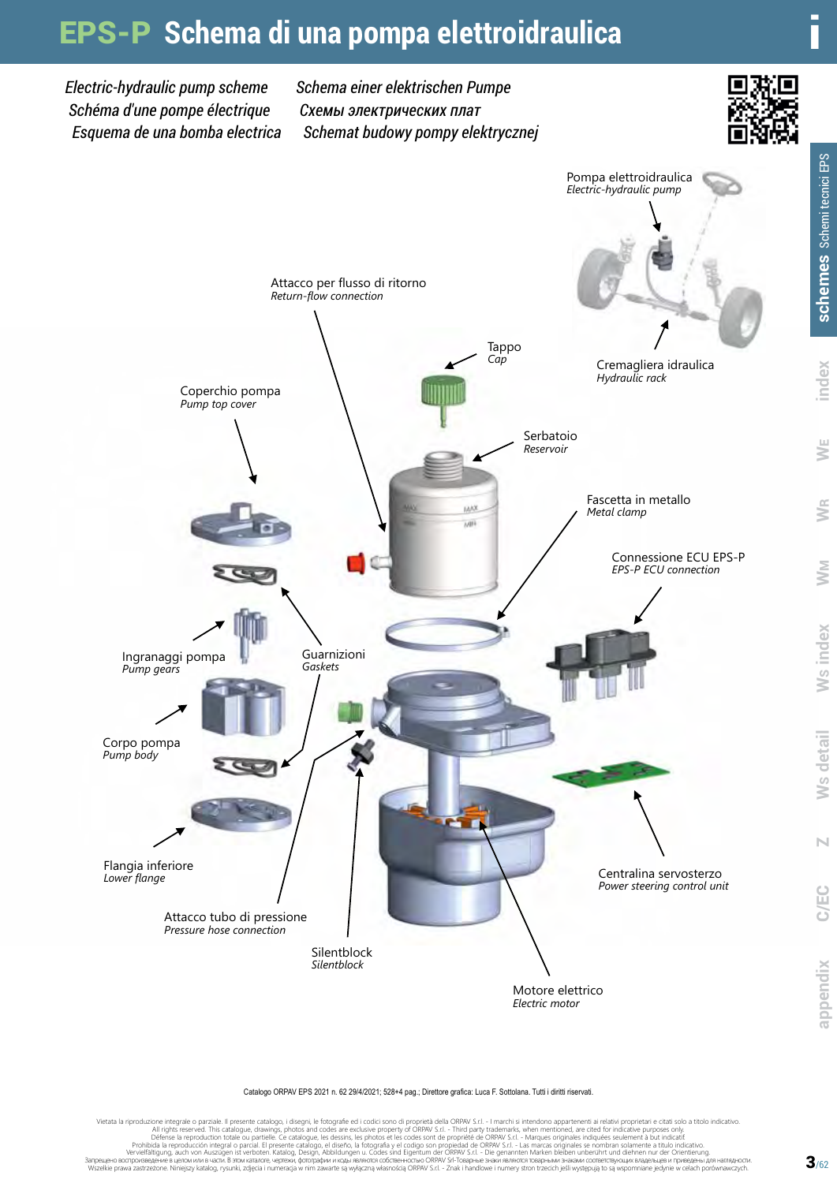# EPS-P Schema di una pompa elettroidraulica

*Electric-hydraulic pump scheme*
*Schéma d'une pompe électrique*
*Esquema de una bomba electrica*
*Schema einer elektrischen Pumpe*
*Схемы электрических плат*
*Schemat budowy pompy elektrycznej*

Pompa elettroidraulica
*Electric-hydraulic pump*

Cremagliera idraulica
*Hydraulic rack*

Attacco per flusso di ritorno
*Return-flow connection*

Tappo
*Cap*

Coperchio pompa
*Pump top cover*

Serbatoio
*Reservoir*

Fascetta in metallo
*Metal clamp*

Connessione ECU EPS-P
*EPS-P ECU connection*

Ingranaggi pompa
*Pump gears*

Guarnizioni
*Gaskets*

Corpo pompa
*Pump body*

Flangia inferiore
*Lower flange*

Centralina servosterzo
*Power steering control unit*

Attacco tubo di pressione
*Pressure hose connection*

Silentblock
*Silentblock*

Motore elettrico
*Electric motor*

Catalogo ORPAV EPS 2021 n. 62 29/4/2021; 528+4 pag.; Direttore grafica: Luca F. Sottolana. Tutti i diritti riservati.

Vietata la riproduzione integrale o parziale. Il presente catalogo, i disegni, le fotografie ed i codici sono di proprietà della ORPAV S.r.l. - I marchi si intendono appartenenti ai relativi proprietari e citati solo a titolo indicativo.
All rights reserved. This catalogue, drawings, photos and codes are exclusive property of ORPAV S.r.l. - Third party trademarks, when mentioned, are cited for indicative purposes only.
Défense la reproduction totale ou partielle. Ce catalogue, les dessins, les photos et les codes sont de propriété de ORPAV S.r.l. - Marques originales indiquées seulement à titre indicatif.
Prohibida la reproducción integral o parcial. El presente catalogo, el diseño, la fotografía y el codigo son propiedad de ORPAV S.r.l. - Las marcas originales se nombran solamente a titulo indicativo.
Vervielfältigung, auch von Auszügen ist verboten. Katalog, Design, Abbildungen u. Codes sind Eigentum der ORPAV S.r.l. - Die genannten Marken bleiben unberührt und diehnen nur der Orientierung.
Запрещено воспроизведение в целом или в части. В этом каталоге, чертежи, фотографии и коды являются собственностью ORPAV Srl-Товарные знаки являются товарными знаками соответствующих владельцев и приведены для наглядности.
Wszelkie prawa zastrzeżone. Niniejszy katalog, rysunki, zdjęcia i numeracja w nim zawarte są wyłączną własnością ORPAV S.r.l. - Znak i handlowe i numery stron trzecich jeśli występują to są wspomniane jedynie w celach porównawczych.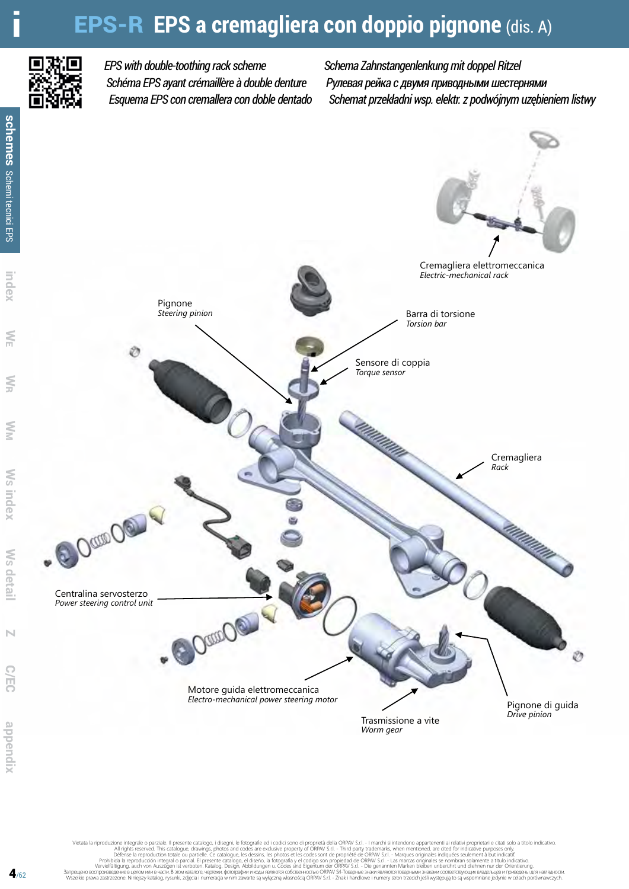# EPS-R EPS a cremagliera con doppio pignone (dis. A)

*EPS with double-toothing rack scheme*
*Schéma EPS ayant crémaillère à double denture*
*Esquema EPS con cremallera con doble dentado*
*Schema Zahnstangenlenkung mit doppel Ritzel*
*Рулевая рейка с двумя приводными шестернями*
*Schemat przekładni wsp. elektr. z podwójnym uzębieniem listwy*

Cremagliera elettromeccanica
*Electric-mechanical rack*

Pignone
*Steering pinion*

Barra di torsione
*Torsion bar*

Sensore di coppia
*Torque sensor*

Cremagliera
*Rack*

Centralina servosterzo
*Power steering control unit*

Motore guida elettromeccanica
*Electro-mechanical power steering motor*

Trasmissione a vite
*Worm gear*

Pignone di guida
*Drive pinion*

Vietata la riproduzione integrale o parziale. Il presente catalogo, i disegni, le fotografie ed i codici sono di proprietà della ORPAV S.r.l. - I marchi si intendono appartenenti ai relativi proprietari e citati solo a titolo indicativo.
All rights reserved. This catalogue, drawings, photos and codes are exclusive property of ORPAV S.r.l. - Third party trademarks, when mentioned, are cited for indicative purposes only.
Défense la reproduction totale ou partielle. Ce catalogue, les dessins, les photos et les codes sont de propriété de ORPAV S.r.l. - Marques originales indiquées seulement à but indicatif.
Prohibida la reproducción integral o parcial. El presente catalogo, el diseño, la fotografía y el codigo son propiedad de ORPAV S.r.l. - Las marcas originales se nombran solamente a titulo indicativo.
Vervielfältigung, auch von Auszügen ist verboten. Katalog, Design, Abbildungen u. Codes sind Eigentum der ORPAV S.r.l. - Die genannten Marken bleiben unberührt und diehnen nur der Orientierung.
Запрещено воспроизведение в целом или в части. В этом каталоге, чертежи, фотографии и коды являются собственностью ORPAV Srl-Товарные знаки являются товарными знаками соответствующих владельцев и приведены для наглядности.
Wszelkie prawa zastrzeżone. Niniejszy katalog, rysunki, zdjęcia i numeracja w nim zawarte są wyłączną własnością ORPAV S.r.l. - Znak i handlowe i numery stron trzecich jeśli występują to są wspomniane jedynie w celach porównawczych.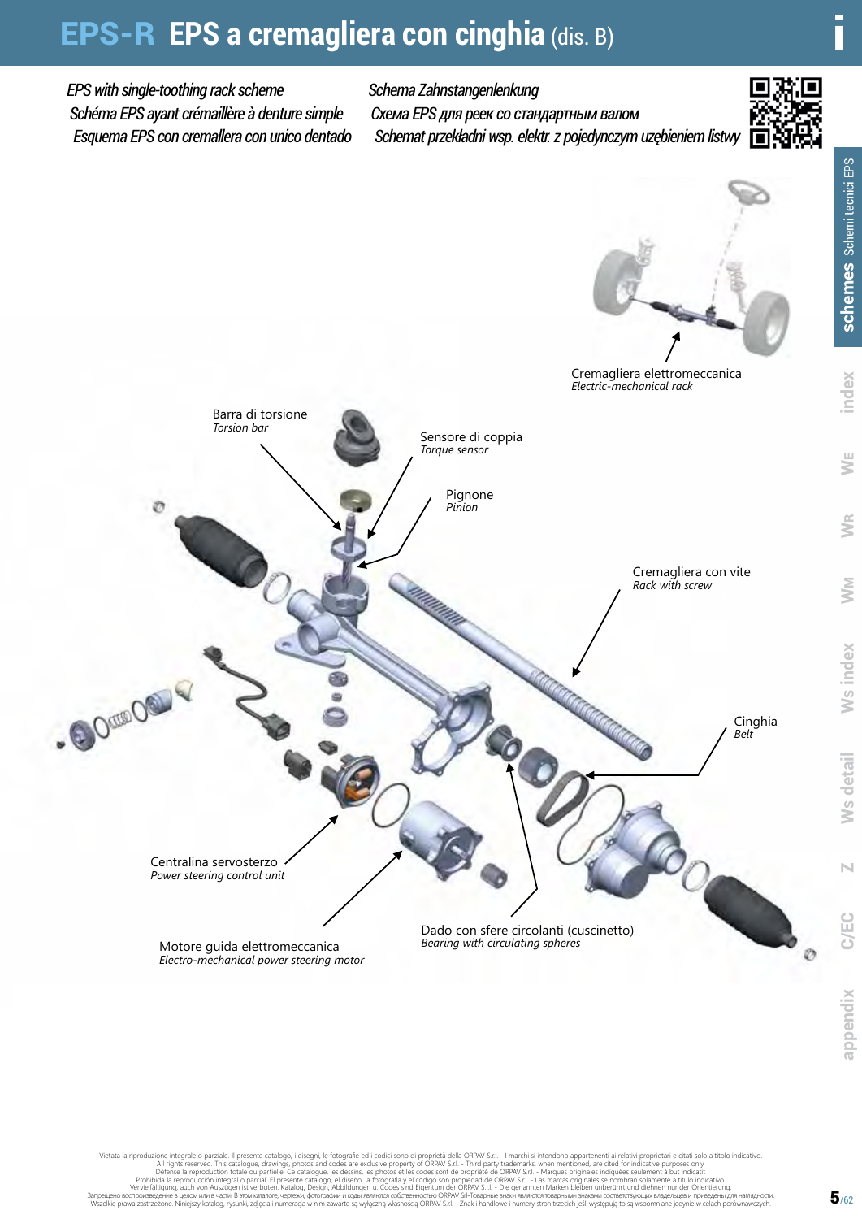# EPS-R EPS a cremagliera con cinghia (dis. B)

*EPS with single-toothing rack scheme*
*Schéma EPS ayant crémaillère à denture simple*
*Esquema EPS con cremallera con unico dentado*
*Schema Zahnstangenlenkung*
*Схема EPS для реек со стандартным валом*
*Schemat przekładni wsp. elektr. z pojedynczym uzębieniem listwy*

Cremagliera elettromeccanica
*Electric-mechanical rack*

Barra di torsione
*Torsion bar*

Sensore di coppia
*Torque sensor*

Pignone
*Pinion*

Cremagliera con vite
*Rack with screw*

Cinghia
*Belt*

Centralina servosterzo
*Power steering control unit*

Dado con sfere circolanti (cuscinetto)
*Bearing with circulating spheres*

Motore guida elettromeccanica
*Electro-mechanical power steering motor*

Vietata la riproduzione integrale o parziale. Il presente catalogo, i disegni, le fotografie ed i codici sono di proprietà della ORPAV S.r.l. - I marchi si intendono appartenenti ai relativi proprietari e citati solo a titolo indicativo.
All rights reserved. This catalogue, drawings, photos and codes are exclusive property of ORPAV S.r.l. - Third party trademarks, when mentioned, are cited for indicative purposes only.
Défense la reproduction totale ou partielle. Ce catalogue, les dessins, les photos et les codes sont de propriété de ORPAV S.r.l. - Marques originales indiquées seulement à but indicatif.
Prohibida la reproducción integral o parcial. El presente catalogo, el diseño, la fotografía y el codigo son propiedad de ORPAV S.r.l. - Las marcas originales se nombran solamente a titulo indicativo.
Vervielfältigung, auch von Auszügen ist verboten. Katalog, Design, Abbildungen u. Codes sind Eigentum der ORPAV S.r.l. - Die genannten Marken bleiben unberührt und diehnen nur der Orientierung.
Запрещено воспроизведение в целом или в части. В этом каталоге, чертежи, фотографии и коды являются собственностью ORPAV Srl-Товарные знаки являются товарными знаками соответствующих владельцев и приведены для наглядности.
Wszelkie prawa zastrzeżone. Niniejszy katalog, rysunki, zdjęcia i numeracja w nim zawarte są wyłączną własnością ORPAV S.r.l. - Znak i handlowe i numery stron trzecich jeśli występują to są wspomniane jedynie w celach porównawczych.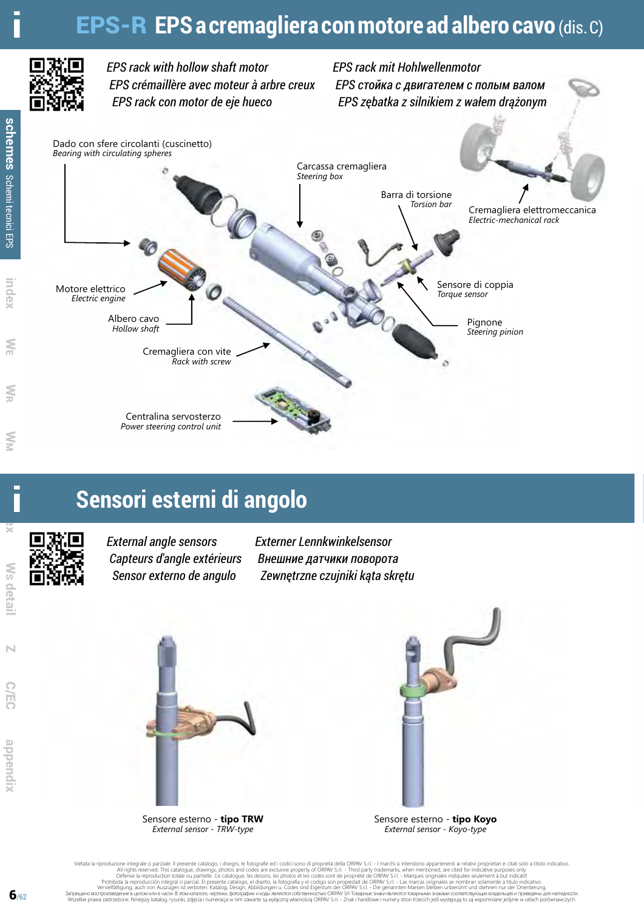# EPS-R EPS a cremagliera con motore ad albero cavo (dis. C)

*EPS rack with hollow shaft motor*
*EPS crémaillère avec moteur à arbre creux*
*EPS rack con motor de eje hueco*
*EPS rack mit Hohlwellenmotor*
*EPS стойка с двигателем с полым валом*
*EPS zębatka z silnikiem z wałem drążonym*

Dado con sfere circolanti (cuscinetto)
*Bearing with circulating spheres*

Carcassa cremagliera
*Steering box*

Barra di torsione
*Torsion bar*

Cremagliera elettromeccanica
*Electric-mechanical rack*

Motore elettrico
*Electric engine*

Sensore di coppia
*Torque sensor*

Albero cavo
*Hollow shaft*

Pignone
*Steering pinion*

Cremagliera con vite
*Rack with screw*

Centralina servosterzo
*Power steering control unit*

# Sensori esterni di angolo

*External angle sensors*
*Capteurs d'angle extérieurs*
*Sensor externo de angulo*
*Externer Lennkwinkelsensor*
*Внешние датчики поворота*
*Zewnętrzne czujniki kąta skrętu*

Sensore esterno - **tipo TRW**
*External sensor - TRW-type*

Sensore esterno - **tipo Koyo**
*External sensor - Koyo-type*

Vietata la riproduzione integrale o parziale. Il presente catalogo, i disegni, le fotografie ed i codici sono di proprietà della ORPAV S.r.l. - I marchi si intendono appartenenti ai relativi proprietari e citati solo a titolo indicativo.
All rights reserved. This catalogue, drawings, photos and codes are exclusive property of ORPAV S.r.l. - Third party trademarks, when mentioned, are cited for indicative purposes only.
Défense la reproduction totale ou partielle. Ce catalogue, les dessins, les photos et les codes sont de propriété de ORPAV S.r.l. - Marques originales indiquées seulement à but indicatif.
Prohibida la reproducción integral o parcial. El presente catálogo, el diseño, la fotografía y el codigo son propiedad de ORPAV S.r.l. - Las marcas originales se nombran solamente a título indicativo.
Vervielfältigung, auch von Auszügen ist verboten. Katalog, Design, Abbildungen u. Codes sind Eigentum der ORPAV S.r.l. - Die genannten Marken bleiben unberührt und diehnen nur der Orientierung.
Запрещено воспроизведение в целом или в части. В этом каталоге, чертежи, фотографии и коды являются собственностью ORPAV Srl-Товарные знаки являются товарными знаками соответствующих владельцев и приведены для наглядности.
Wszelkie prawa zastrzeżone. Niniejszy katalog, rysunki, zdjęcia i numeracja w nim zawarte są wyłączną własnością ORPAV S.r.l. - Znak i handlowe i numery stron trzecich jeśli występują to są wspomniane jedynie w celach porównawczych.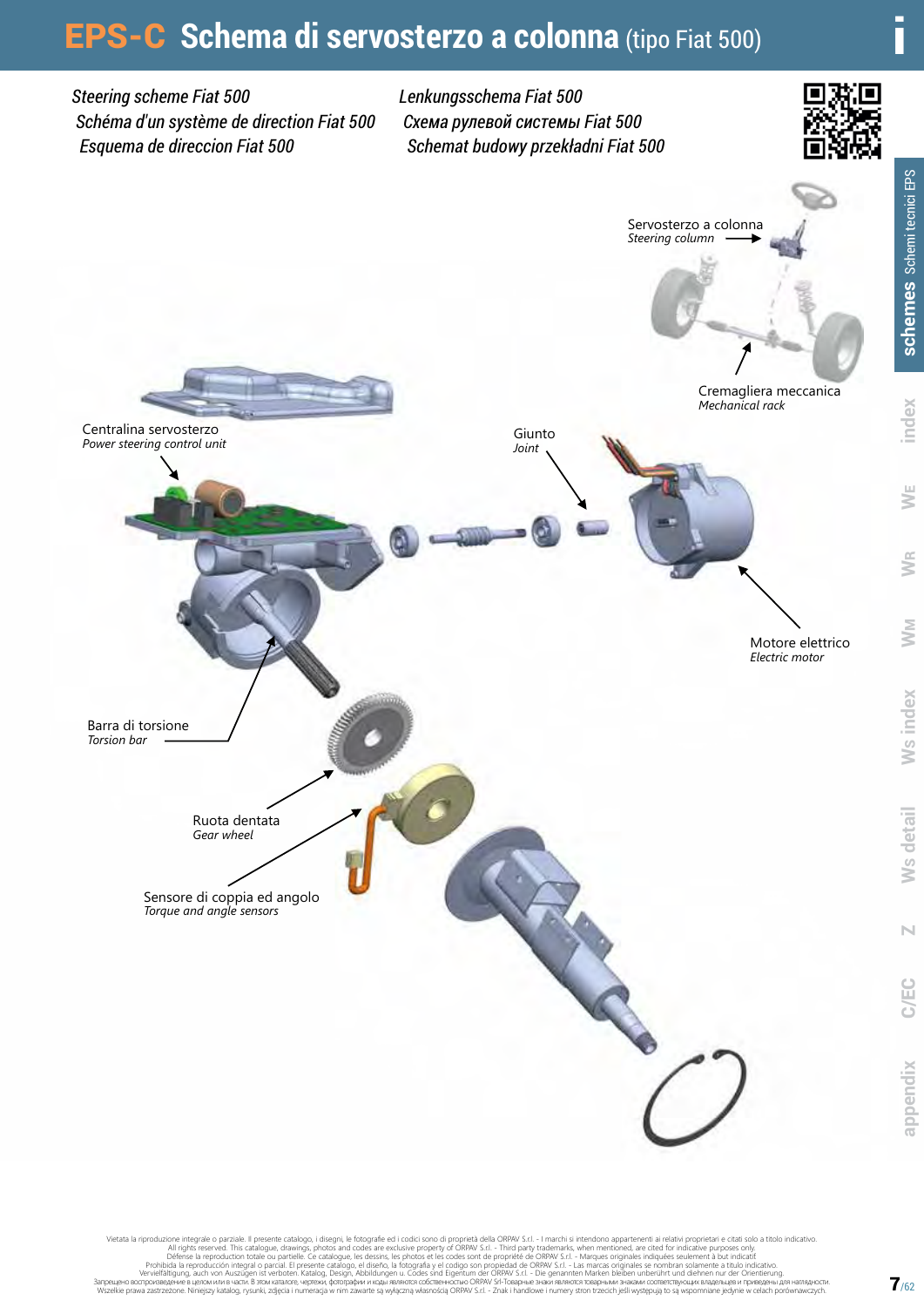# EPS-C Schema di servosterzo a colonna (tipo Fiat 500)

*Steering scheme Fiat 500*
*Schéma d'un système de direction Fiat 500*
*Esquema de direccion Fiat 500*
*Lenkungsschema Fiat 500*
*Схема рулевой системы Fiat 500*
*Schemat budowy przekładni Fiat 500*

Servosterzo a colonna
*Steering column*

Cremagliera meccanica
*Mechanical rack*

Centralina servosterzo
*Power steering control unit*

Giunto
*Joint*

Motore elettrico
*Electric motor*

Barra di torsione
*Torsion bar*

Ruota dentata
*Gear wheel*

Sensore di coppia ed angolo
*Torque and angle sensors*

Vietata la riproduzione integrale o parziale. Il presente catalogo, i disegni, le fotografie ed i codici sono di proprietà della ORPAV S.r.l. - I marchi si intendono appartenenti ai relativi proprietari e citati solo a titolo indicativo.
All rights reserved. This catalogue, drawings, photos and codes are exclusive property of ORPAV S.r.l. - Third party trademarks, when mentioned, are cited for indicative purposes only.
Défense la reproduction totale ou partielle. Ce catalogue, les dessins, les photos et les codes sont de propriété de ORPAV S.r.l. - Marques originales indiquées seulement à but indicatif.
Prohibida la reproducción integral o parcial. El presente catalogo, el diseño, la fotografía y el codigo son propiedad de ORPAV S.r.l. - Las marcas originales se nombran solamente a titulo indicativo.
Vervielfältigung, auch von Auszügen ist verboten. Katalog, Design, Abbildungen u. Codes sind Eigentum der ORPAV S.r.l. - Die genannten Marken bleiben unberührt und dienhen nur der Orientierung.
Запрещено воспроизведение в целом или в части. В этом каталоге, чертежи, фотографии и коды являются собственностью ORPAV Srl-Товарные знаки являются товарными знаками соответствующих владельцев и приведены для наглядности.
Wszelkie prawa zastrzeżone. Niniejszy katalog, rysunki, zdjęcia i numeracja w nim zawarte są wyłączną własnością ORPAV S.r.l. - Znak i handlowe i numery stron trzecich jeśli występują to są wspomniane jedynie w celach porównawczych.